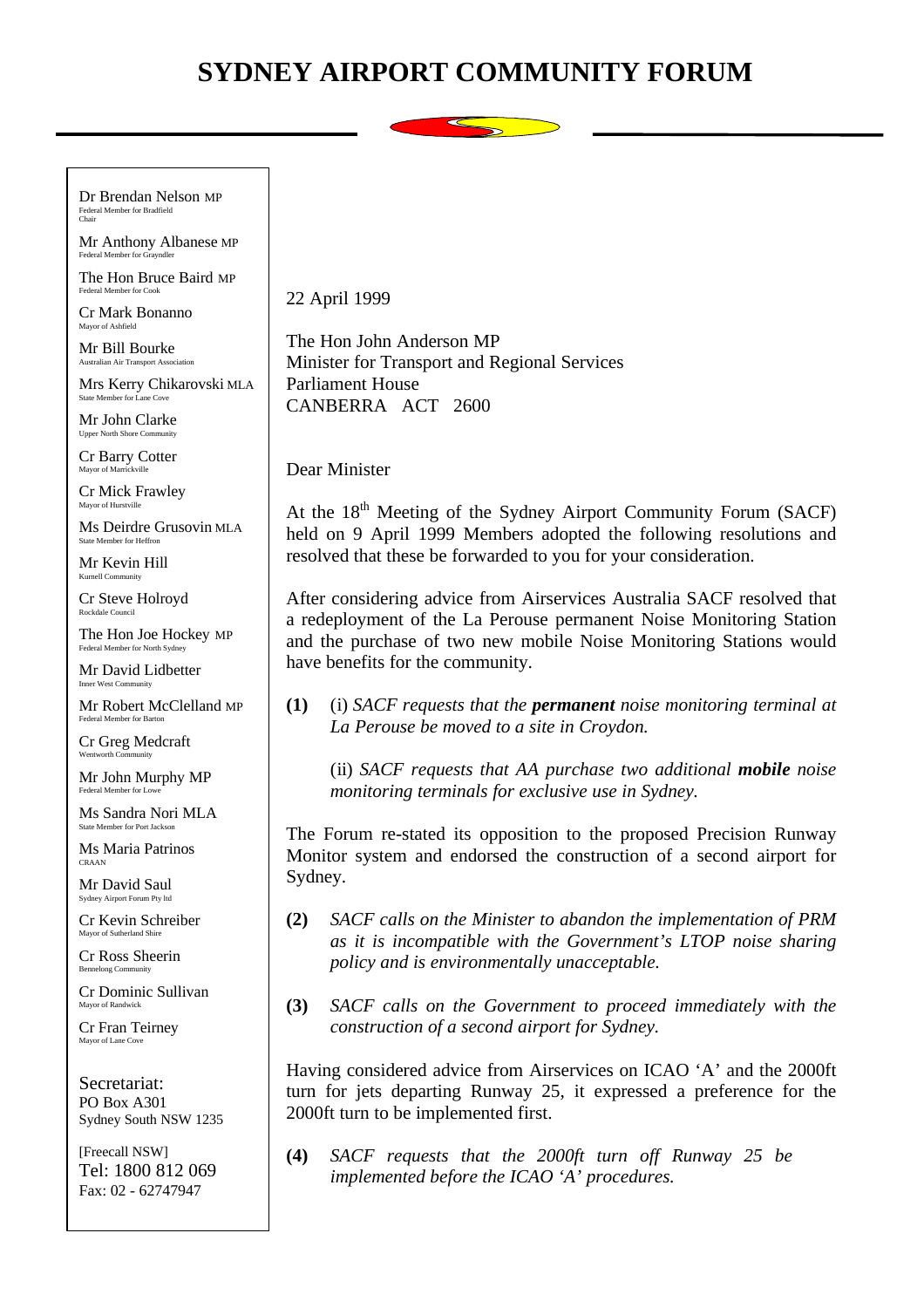# SYDNEY AIRPORT COMMUNITY FORUM

Dr Brendan Nelson MP
Federal Member for Bradfield
Chair

Mr Anthony Albanese MP
Federal Member for Grayndler

The Hon Bruce Baird MP
Federal Member for Cook

Cr Mark Bonanno
Mayor of Ashfield

Mr Bill Bourke
Australian Air Transport Association

Mrs Kerry Chikarovski MLA
State Member for Lane Cove

Mr John Clarke
Upper North Shore Community

Cr Barry Cotter
Mayor of Marrickville

Cr Mick Frawley
Mayor of Hurstville

Ms Deirdre Grusovin MLA
State Member for Heffron

Mr Kevin Hill
Kurnell Community

Cr Steve Holroyd
Rockdale Council

The Hon Joe Hockey MP
Federal Member for North Sydney

Mr David Lidbetter
Inner West Community

Mr Robert McClelland MP
Federal Member for Barton

Cr Greg Medcraft
Wentworth Community

Mr John Murphy MP
Federal Member for Lowe

Ms Sandra Nori MLA
State Member for Port Jackson

Ms Maria Patrinos
CRAAN

Mr David Saul
Sydney Airport Forum Pty ltd

Cr Kevin Schreiber
Mayor of Sutherland Shire

Cr Ross Sheerin
Bennelong Community

Cr Dominic Sullivan
Mayor of Randwick

Cr Fran Teirney
Mayor of Lane Cove

Secretariat:
PO Box A301
Sydney South NSW 1235

[Freecall NSW]
Tel: 1800 812 069
Fax: 02 - 62747947

22 April 1999

The Hon John Anderson MP
Minister for Transport and Regional Services
Parliament House
CANBERRA ACT 2600

Dear Minister

At the 18th Meeting of the Sydney Airport Community Forum (SACF) held on 9 April 1999 Members adopted the following resolutions and resolved that these be forwarded to you for your consideration.

After considering advice from Airservices Australia SACF resolved that a redeployment of the La Perouse permanent Noise Monitoring Station and the purchase of two new mobile Noise Monitoring Stations would have benefits for the community.

**(1)** (i) *SACF requests that the **permanent** noise monitoring terminal at La Perouse be moved to a site in Croydon.*

(ii) *SACF requests that AA purchase two additional **mobile** noise monitoring terminals for exclusive use in Sydney.*

The Forum re-stated its opposition to the proposed Precision Runway Monitor system and endorsed the construction of a second airport for Sydney.

**(2)** *SACF calls on the Minister to abandon the implementation of PRM as it is incompatible with the Government's LTOP noise sharing policy and is environmentally unacceptable.*

**(3)** *SACF calls on the Government to proceed immediately with the construction of a second airport for Sydney.*

Having considered advice from Airservices on ICAO 'A' and the 2000ft turn for jets departing Runway 25, it expressed a preference for the 2000ft turn to be implemented first.

**(4)** *SACF requests that the 2000ft turn off Runway 25 be implemented before the ICAO 'A' procedures.*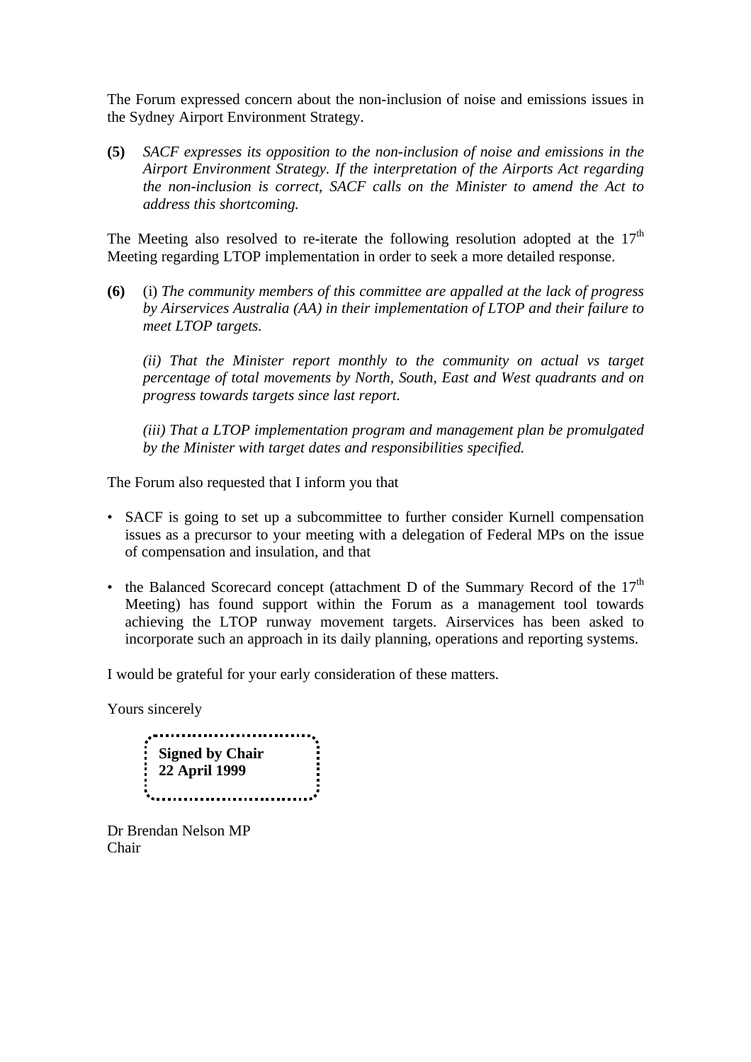The Forum expressed concern about the non-inclusion of noise and emissions issues in the Sydney Airport Environment Strategy.

**(5)** *SACF expresses its opposition to the non-inclusion of noise and emissions in the Airport Environment Strategy. If the interpretation of the Airports Act regarding the non-inclusion is correct, SACF calls on the Minister to amend the Act to address this shortcoming.*

The Meeting also resolved to re-iterate the following resolution adopted at the 17th Meeting regarding LTOP implementation in order to seek a more detailed response.

**(6)** (i) *The community members of this committee are appalled at the lack of progress by Airservices Australia (AA) in their implementation of LTOP and their failure to meet LTOP targets.*

*(ii) That the Minister report monthly to the community on actual vs target percentage of total movements by North, South, East and West quadrants and on progress towards targets since last report.*

*(iii) That a LTOP implementation program and management plan be promulgated by the Minister with target dates and responsibilities specified.*

The Forum also requested that I inform you that

- SACF is going to set up a subcommittee to further consider Kurnell compensation issues as a precursor to your meeting with a delegation of Federal MPs on the issue of compensation and insulation, and that
- the Balanced Scorecard concept (attachment D of the Summary Record of the 17th Meeting) has found support within the Forum as a management tool towards achieving the LTOP runway movement targets. Airservices has been asked to incorporate such an approach in its daily planning, operations and reporting systems.

I would be grateful for your early consideration of these matters.

Yours sincerely

**Signed by Chair**
**22 April 1999**

Dr Brendan Nelson MP
Chair